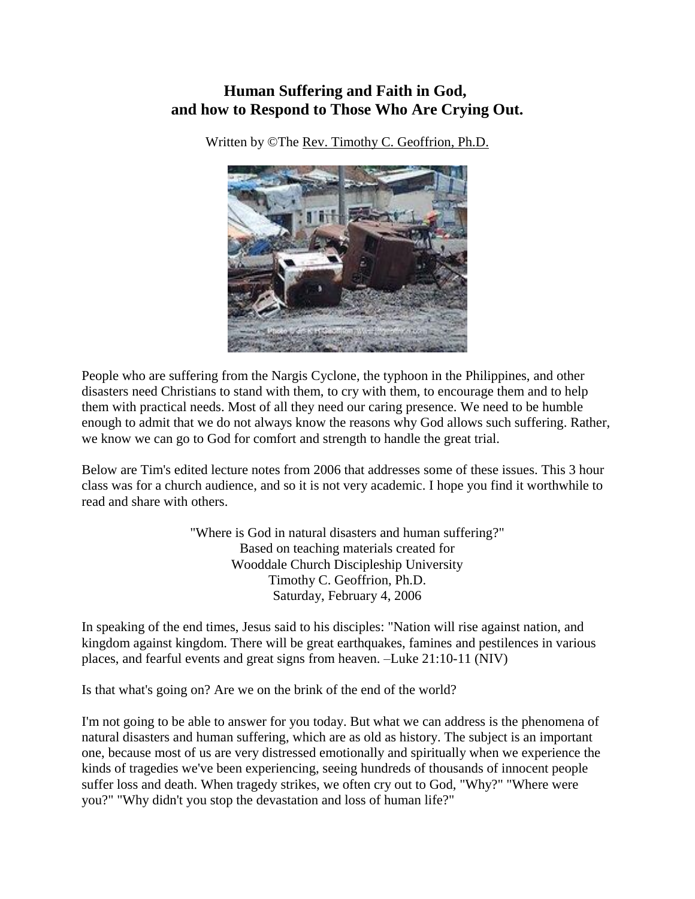# Human Suffering and Faith in God, and how to Respond to Those Who Are Crying Out.

Written by ©The Rev. Timothy C. Geoffrion, Ph.D.

People who are suffering from the Nargis Cyclone, the typhoon in the Philippines, and other disasters need Christians to stand with them, to cry with them, to encourage them and to help them with practical needs. Most of all they need our caring presence. We need to be humble enough to admit that we do not always know the reasons why God allows such suffering. Rather, we know we can go to God for comfort and strength to handle the great trial.

Below are Tim's edited lecture notes from 2006 that addresses some of these issues. This 3 hour class was for a church audience, and so it is not very academic. I hope you find it worthwhile to read and share with others.

"Where is God in natural disasters and human suffering?"
Based on teaching materials created for
Wooddale Church Discipleship University
Timothy C. Geoffrion, Ph.D.
Saturday, February 4, 2006

In speaking of the end times, Jesus said to his disciples: "Nation will rise against nation, and kingdom against kingdom. There will be great earthquakes, famines and pestilences in various places, and fearful events and great signs from heaven. –Luke 21:10-11 (NIV)

Is that what's going on? Are we on the brink of the end of the world?

I'm not going to be able to answer for you today. But what we can address is the phenomena of natural disasters and human suffering, which are as old as history. The subject is an important one, because most of us are very distressed emotionally and spiritually when we experience the kinds of tragedies we've been experiencing, seeing hundreds of thousands of innocent people suffer loss and death. When tragedy strikes, we often cry out to God, "Why?" "Where were you?" "Why didn't you stop the devastation and loss of human life?"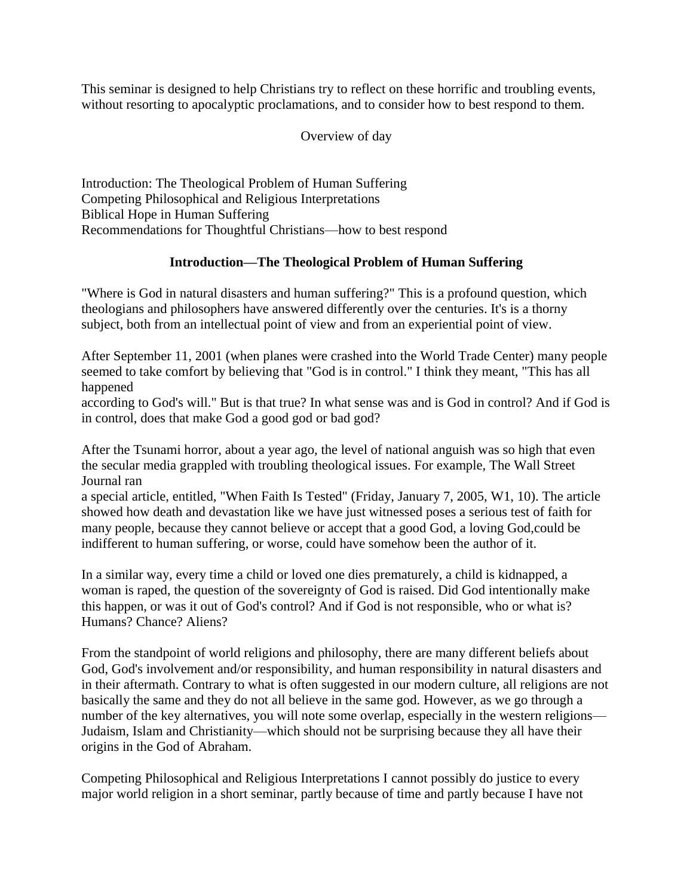This seminar is designed to help Christians try to reflect on these horrific and troubling events, without resorting to apocalyptic proclamations, and to consider how to best respond to them.

Overview of day

Introduction: The Theological Problem of Human Suffering
Competing Philosophical and Religious Interpretations
Biblical Hope in Human Suffering
Recommendations for Thoughtful Christians—how to best respond

## Introduction—The Theological Problem of Human Suffering

"Where is God in natural disasters and human suffering?" This is a profound question, which theologians and philosophers have answered differently over the centuries. It's is a thorny subject, both from an intellectual point of view and from an experiential point of view.

After September 11, 2001 (when planes were crashed into the World Trade Center) many people seemed to take comfort by believing that "God is in control." I think they meant, "This has all happened according to God's will." But is that true? In what sense was and is God in control? And if God is in control, does that make God a good god or bad god?

After the Tsunami horror, about a year ago, the level of national anguish was so high that even the secular media grappled with troubling theological issues. For example, The Wall Street Journal ran a special article, entitled, "When Faith Is Tested" (Friday, January 7, 2005, W1, 10). The article showed how death and devastation like we have just witnessed poses a serious test of faith for many people, because they cannot believe or accept that a good God, a loving God,could be indifferent to human suffering, or worse, could have somehow been the author of it.

In a similar way, every time a child or loved one dies prematurely, a child is kidnapped, a woman is raped, the question of the sovereignty of God is raised. Did God intentionally make this happen, or was it out of God's control? And if God is not responsible, who or what is? Humans? Chance? Aliens?

From the standpoint of world religions and philosophy, there are many different beliefs about God, God's involvement and/or responsibility, and human responsibility in natural disasters and in their aftermath. Contrary to what is often suggested in our modern culture, all religions are not basically the same and they do not all believe in the same god. However, as we go through a number of the key alternatives, you will note some overlap, especially in the western religions—Judaism, Islam and Christianity—which should not be surprising because they all have their origins in the God of Abraham.

Competing Philosophical and Religious Interpretations I cannot possibly do justice to every major world religion in a short seminar, partly because of time and partly because I have not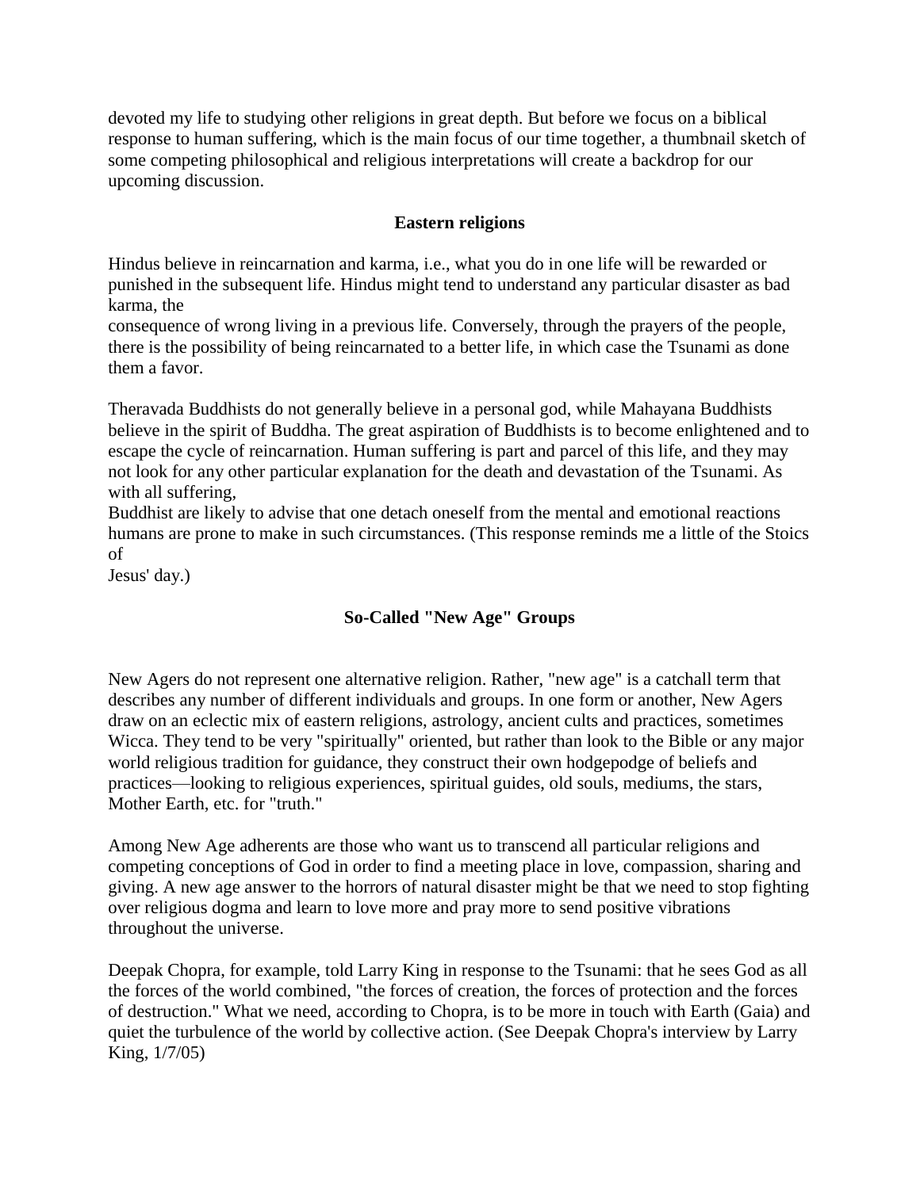devoted my life to studying other religions in great depth. But before we focus on a biblical response to human suffering, which is the main focus of our time together, a thumbnail sketch of some competing philosophical and religious interpretations will create a backdrop for our upcoming discussion.

## Eastern religions

Hindus believe in reincarnation and karma, i.e., what you do in one life will be rewarded or punished in the subsequent life. Hindus might tend to understand any particular disaster as bad karma, the consequence of wrong living in a previous life. Conversely, through the prayers of the people, there is the possibility of being reincarnated to a better life, in which case the Tsunami as done them a favor.

Theravada Buddhists do not generally believe in a personal god, while Mahayana Buddhists believe in the spirit of Buddha. The great aspiration of Buddhists is to become enlightened and to escape the cycle of reincarnation. Human suffering is part and parcel of this life, and they may not look for any other particular explanation for the death and devastation of the Tsunami. As with all suffering, Buddhist are likely to advise that one detach oneself from the mental and emotional reactions humans are prone to make in such circumstances. (This response reminds me a little of the Stoics of Jesus' day.)

## So-Called "New Age" Groups

New Agers do not represent one alternative religion. Rather, "new age" is a catchall term that describes any number of different individuals and groups. In one form or another, New Agers draw on an eclectic mix of eastern religions, astrology, ancient cults and practices, sometimes Wicca. They tend to be very "spiritually" oriented, but rather than look to the Bible or any major world religious tradition for guidance, they construct their own hodgepodge of beliefs and practices—looking to religious experiences, spiritual guides, old souls, mediums, the stars, Mother Earth, etc. for "truth."

Among New Age adherents are those who want us to transcend all particular religions and competing conceptions of God in order to find a meeting place in love, compassion, sharing and giving. A new age answer to the horrors of natural disaster might be that we need to stop fighting over religious dogma and learn to love more and pray more to send positive vibrations throughout the universe.

Deepak Chopra, for example, told Larry King in response to the Tsunami: that he sees God as all the forces of the world combined, "the forces of creation, the forces of protection and the forces of destruction." What we need, according to Chopra, is to be more in touch with Earth (Gaia) and quiet the turbulence of the world by collective action. (See Deepak Chopra's interview by Larry King, 1/7/05)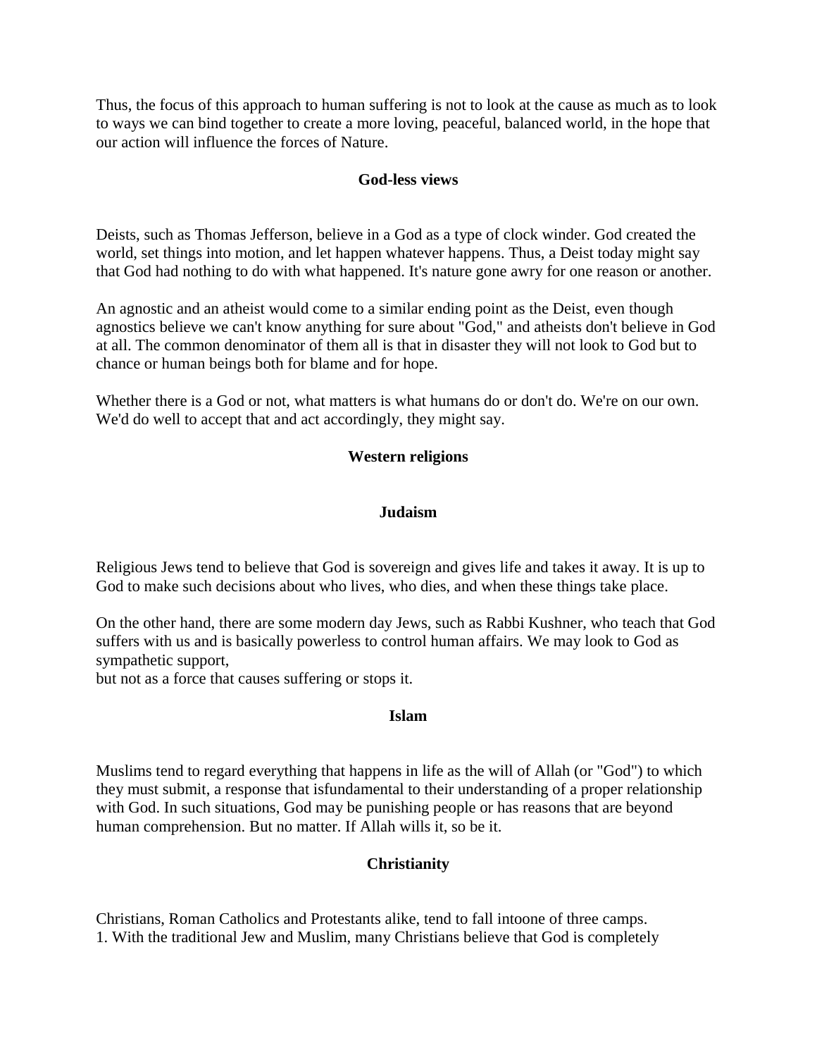Thus, the focus of this approach to human suffering is not to look at the cause as much as to look to ways we can bind together to create a more loving, peaceful, balanced world, in the hope that our action will influence the forces of Nature.

## God-less views

Deists, such as Thomas Jefferson, believe in a God as a type of clock winder. God created the world, set things into motion, and let happen whatever happens. Thus, a Deist today might say that God had nothing to do with what happened. It's nature gone awry for one reason or another.

An agnostic and an atheist would come to a similar ending point as the Deist, even though agnostics believe we can't know anything for sure about "God," and atheists don't believe in God at all. The common denominator of them all is that in disaster they will not look to God but to chance or human beings both for blame and for hope.

Whether there is a God or not, what matters is what humans do or don't do. We're on our own. We'd do well to accept that and act accordingly, they might say.

## Western religions

### Judaism

Religious Jews tend to believe that God is sovereign and gives life and takes it away. It is up to God to make such decisions about who lives, who dies, and when these things take place.

On the other hand, there are some modern day Jews, such as Rabbi Kushner, who teach that God suffers with us and is basically powerless to control human affairs. We may look to God as sympathetic support,
but not as a force that causes suffering or stops it.

### Islam

Muslims tend to regard everything that happens in life as the will of Allah (or "God") to which they must submit, a response that isfundamental to their understanding of a proper relationship with God. In such situations, God may be punishing people or has reasons that are beyond human comprehension. But no matter. If Allah wills it, so be it.

### Christianity

Christians, Roman Catholics and Protestants alike, tend to fall intoone of three camps.

1. With the traditional Jew and Muslim, many Christians believe that God is completely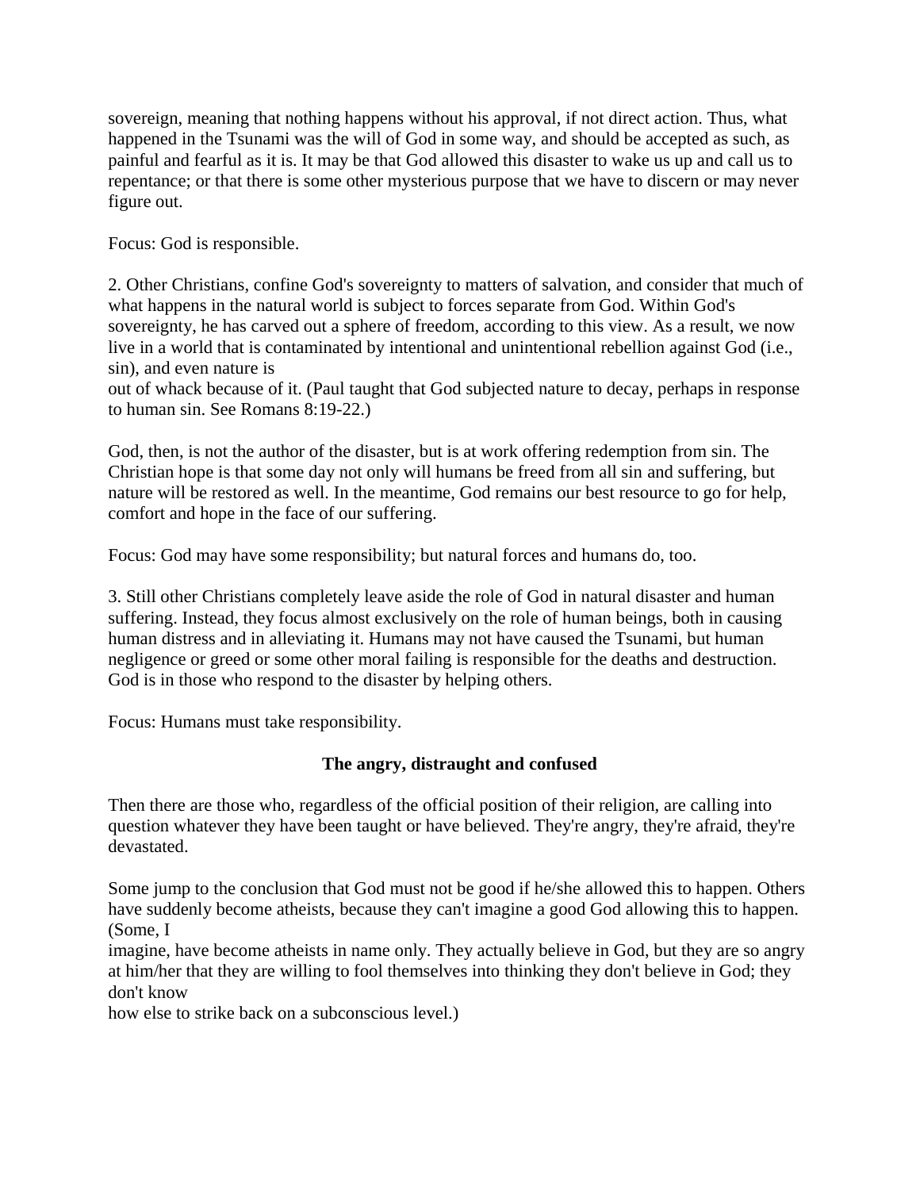sovereign, meaning that nothing happens without his approval, if not direct action. Thus, what happened in the Tsunami was the will of God in some way, and should be accepted as such, as painful and fearful as it is. It may be that God allowed this disaster to wake us up and call us to repentance; or that there is some other mysterious purpose that we have to discern or may never figure out.

Focus: God is responsible.

2. Other Christians, confine God's sovereignty to matters of salvation, and consider that much of what happens in the natural world is subject to forces separate from God. Within God's sovereignty, he has carved out a sphere of freedom, according to this view. As a result, we now live in a world that is contaminated by intentional and unintentional rebellion against God (i.e., sin), and even nature is out of whack because of it. (Paul taught that God subjected nature to decay, perhaps in response to human sin. See Romans 8:19-22.)

God, then, is not the author of the disaster, but is at work offering redemption from sin. The Christian hope is that some day not only will humans be freed from all sin and suffering, but nature will be restored as well. In the meantime, God remains our best resource to go for help, comfort and hope in the face of our suffering.

Focus: God may have some responsibility; but natural forces and humans do, too.

3. Still other Christians completely leave aside the role of God in natural disaster and human suffering. Instead, they focus almost exclusively on the role of human beings, both in causing human distress and in alleviating it. Humans may not have caused the Tsunami, but human negligence or greed or some other moral failing is responsible for the deaths and destruction. God is in those who respond to the disaster by helping others.

Focus: Humans must take responsibility.

### The angry, distraught and confused

Then there are those who, regardless of the official position of their religion, are calling into question whatever they have been taught or have believed. They're angry, they're afraid, they're devastated.

Some jump to the conclusion that God must not be good if he/she allowed this to happen. Others have suddenly become atheists, because they can't imagine a good God allowing this to happen. (Some, I imagine, have become atheists in name only. They actually believe in God, but they are so angry at him/her that they are willing to fool themselves into thinking they don't believe in God; they don't know how else to strike back on a subconscious level.)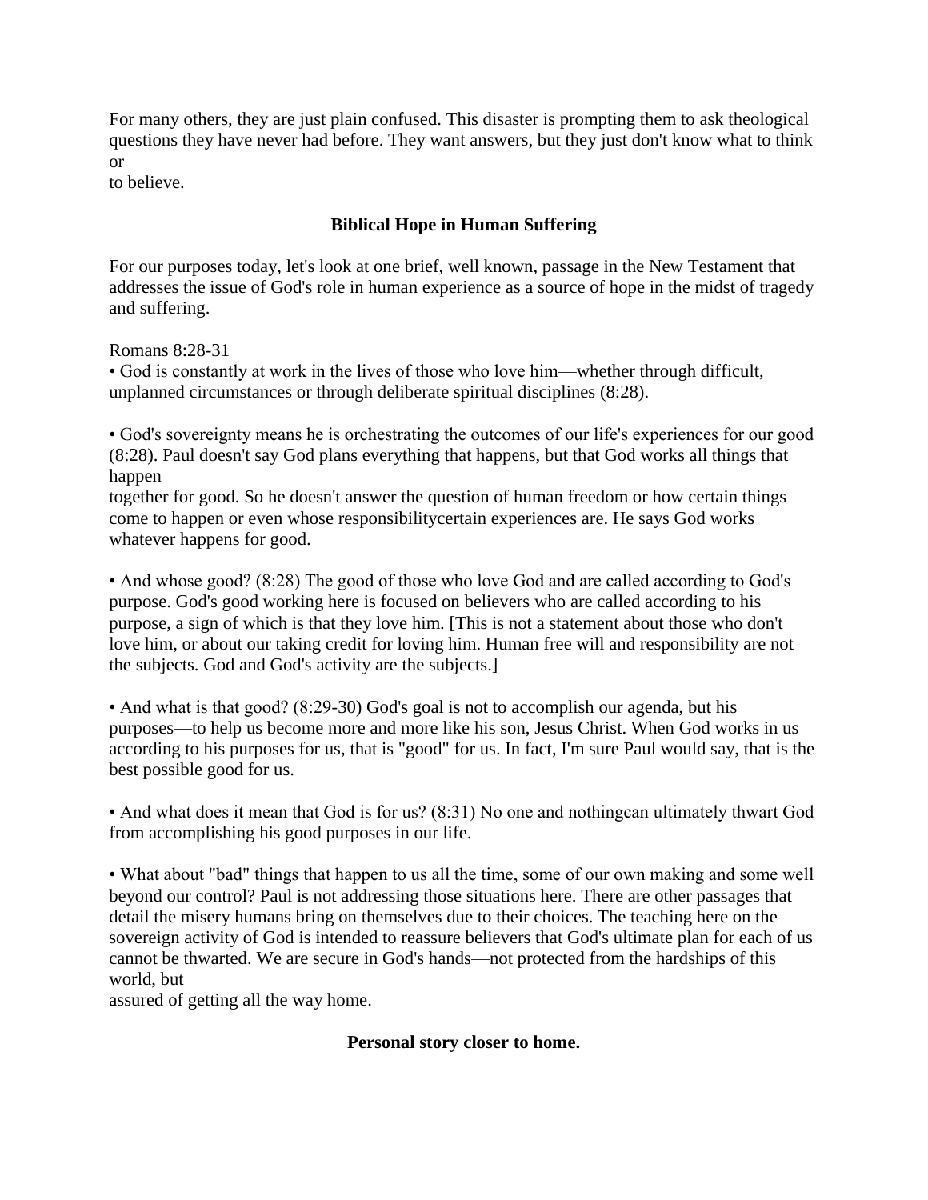For many others, they are just plain confused. This disaster is prompting them to ask theological questions they have never had before. They want answers, but they just don't know what to think or to believe.

### Biblical Hope in Human Suffering

For our purposes today, let's look at one brief, well known, passage in the New Testament that addresses the issue of God's role in human experience as a source of hope in the midst of tragedy and suffering.

Romans 8:28-31

- God is constantly at work in the lives of those who love him—whether through difficult, unplanned circumstances or through deliberate spiritual disciplines (8:28).

- God's sovereignty means he is orchestrating the outcomes of our life's experiences for our good (8:28). Paul doesn't say God plans everything that happens, but that God works all things that happen together for good. So he doesn't answer the question of human freedom or how certain things come to happen or even whose responsibilitycertain experiences are. He says God works whatever happens for good.

- And whose good? (8:28) The good of those who love God and are called according to God's purpose. God's good working here is focused on believers who are called according to his purpose, a sign of which is that they love him. [This is not a statement about those who don't love him, or about our taking credit for loving him. Human free will and responsibility are not the subjects. God and God's activity are the subjects.]

- And what is that good? (8:29-30) God's goal is not to accomplish our agenda, but his purposes—to help us become more and more like his son, Jesus Christ. When God works in us according to his purposes for us, that is "good" for us. In fact, I'm sure Paul would say, that is the best possible good for us.

- And what does it mean that God is for us? (8:31) No one and nothingcan ultimately thwart God from accomplishing his good purposes in our life.

- What about "bad" things that happen to us all the time, some of our own making and some well beyond our control? Paul is not addressing those situations here. There are other passages that detail the misery humans bring on themselves due to their choices. The teaching here on the sovereign activity of God is intended to reassure believers that God's ultimate plan for each of us cannot be thwarted. We are secure in God's hands—not protected from the hardships of this world, but assured of getting all the way home.

### Personal story closer to home.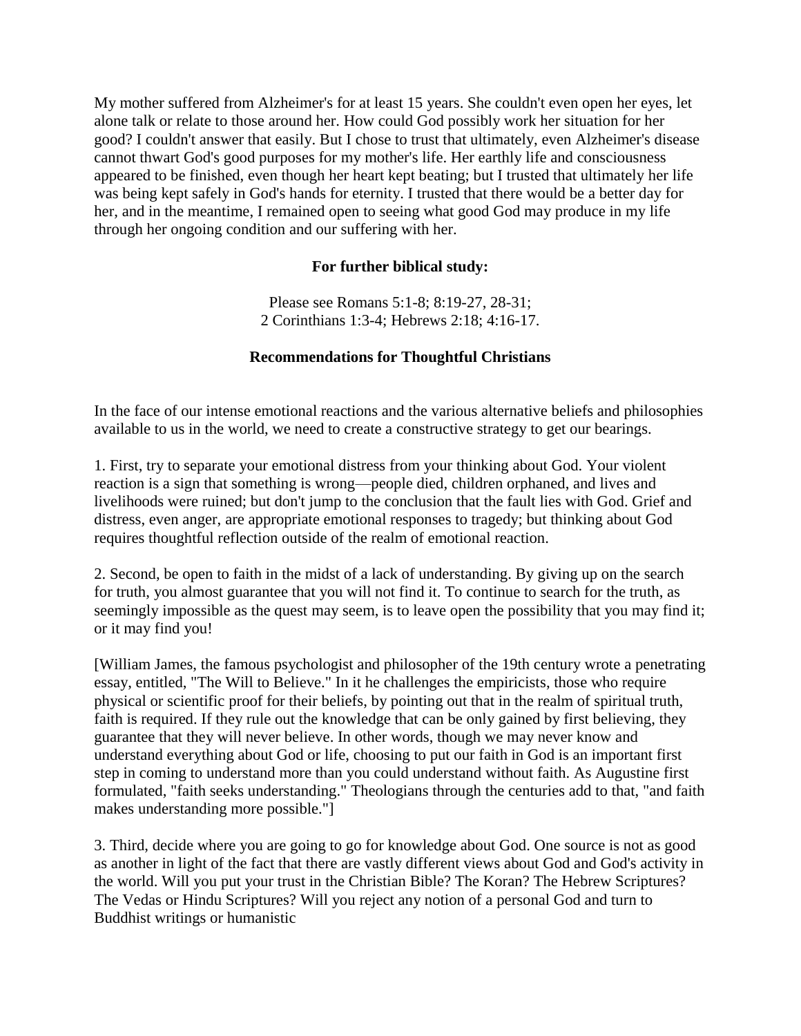My mother suffered from Alzheimer's for at least 15 years. She couldn't even open her eyes, let alone talk or relate to those around her. How could God possibly work her situation for her good? I couldn't answer that easily. But I chose to trust that ultimately, even Alzheimer's disease cannot thwart God's good purposes for my mother's life. Her earthly life and consciousness appeared to be finished, even though her heart kept beating; but I trusted that ultimately her life was being kept safely in God's hands for eternity. I trusted that there would be a better day for her, and in the meantime, I remained open to seeing what good God may produce in my life through her ongoing condition and our suffering with her.

**For further biblical study:**

Please see Romans 5:1-8; 8:19-27, 28-31;
2 Corinthians 1:3-4; Hebrews 2:18; 4:16-17.

## Recommendations for Thoughtful Christians

In the face of our intense emotional reactions and the various alternative beliefs and philosophies available to us in the world, we need to create a constructive strategy to get our bearings.

1. First, try to separate your emotional distress from your thinking about God. Your violent reaction is a sign that something is wrong—people died, children orphaned, and lives and livelihoods were ruined; but don't jump to the conclusion that the fault lies with God. Grief and distress, even anger, are appropriate emotional responses to tragedy; but thinking about God requires thoughtful reflection outside of the realm of emotional reaction.

2. Second, be open to faith in the midst of a lack of understanding. By giving up on the search for truth, you almost guarantee that you will not find it. To continue to search for the truth, as seemingly impossible as the quest may seem, is to leave open the possibility that you may find it; or it may find you!

[William James, the famous psychologist and philosopher of the 19th century wrote a penetrating essay, entitled, "The Will to Believe." In it he challenges the empiricists, those who require physical or scientific proof for their beliefs, by pointing out that in the realm of spiritual truth, faith is required. If they rule out the knowledge that can be only gained by first believing, they guarantee that they will never believe. In other words, though we may never know and understand everything about God or life, choosing to put our faith in God is an important first step in coming to understand more than you could understand without faith. As Augustine first formulated, "faith seeks understanding." Theologians through the centuries add to that, "and faith makes understanding more possible."]

3. Third, decide where you are going to go for knowledge about God. One source is not as good as another in light of the fact that there are vastly different views about God and God's activity in the world. Will you put your trust in the Christian Bible? The Koran? The Hebrew Scriptures? The Vedas or Hindu Scriptures? Will you reject any notion of a personal God and turn to Buddhist writings or humanistic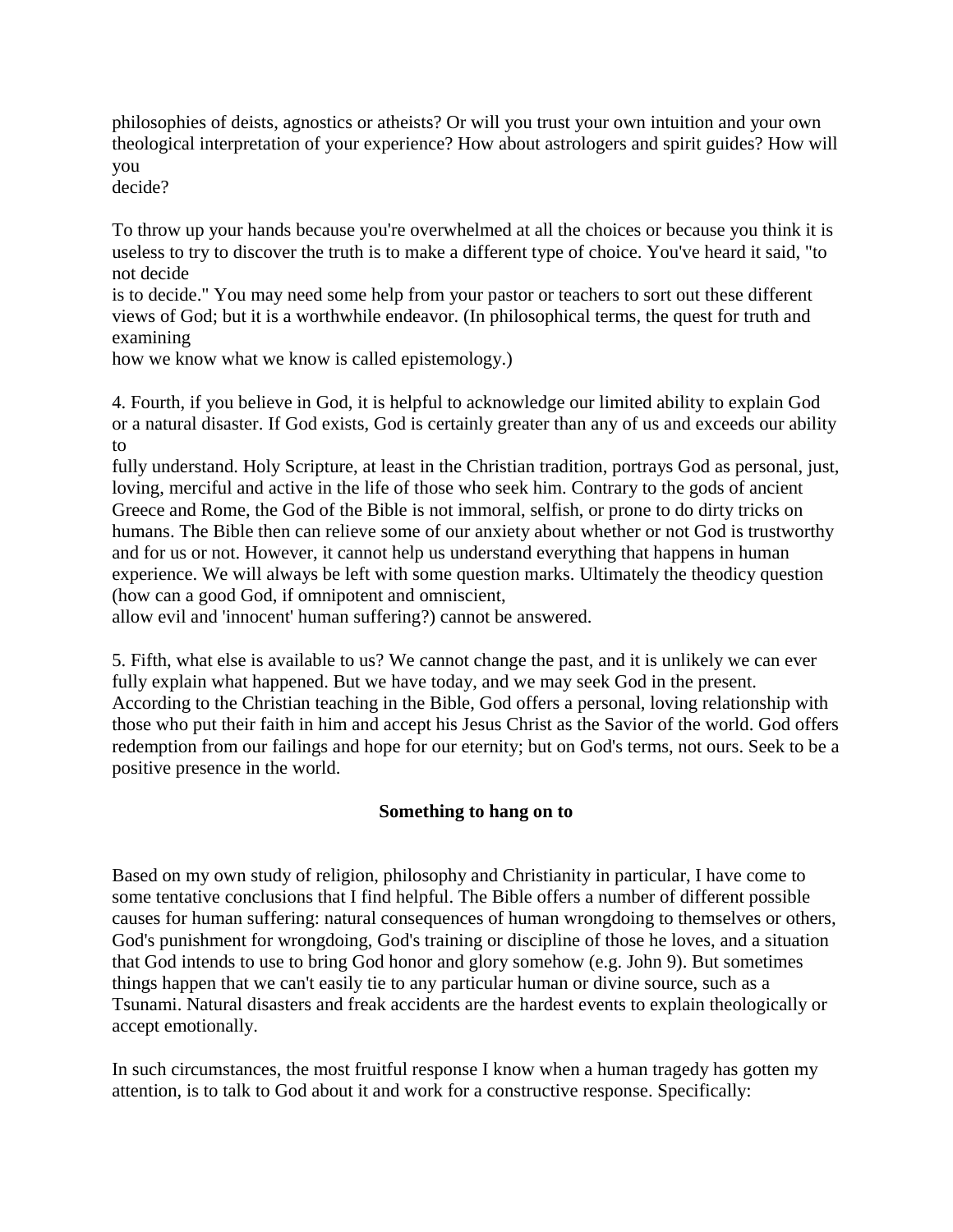philosophies of deists, agnostics or atheists? Or will you trust your own intuition and your own theological interpretation of your experience? How about astrologers and spirit guides? How will you decide?

To throw up your hands because you're overwhelmed at all the choices or because you think it is useless to try to discover the truth is to make a different type of choice. You've heard it said, "to not decide is to decide." You may need some help from your pastor or teachers to sort out these different views of God; but it is a worthwhile endeavor. (In philosophical terms, the quest for truth and examining how we know what we know is called epistemology.)

4. Fourth, if you believe in God, it is helpful to acknowledge our limited ability to explain God or a natural disaster. If God exists, God is certainly greater than any of us and exceeds our ability to fully understand. Holy Scripture, at least in the Christian tradition, portrays God as personal, just, loving, merciful and active in the life of those who seek him. Contrary to the gods of ancient Greece and Rome, the God of the Bible is not immoral, selfish, or prone to do dirty tricks on humans. The Bible then can relieve some of our anxiety about whether or not God is trustworthy and for us or not. However, it cannot help us understand everything that happens in human experience. We will always be left with some question marks. Ultimately the theodicy question (how can a good God, if omnipotent and omniscient, allow evil and 'innocent' human suffering?) cannot be answered.

5. Fifth, what else is available to us? We cannot change the past, and it is unlikely we can ever fully explain what happened. But we have today, and we may seek God in the present. According to the Christian teaching in the Bible, God offers a personal, loving relationship with those who put their faith in him and accept his Jesus Christ as the Savior of the world. God offers redemption from our failings and hope for our eternity; but on God's terms, not ours. Seek to be a positive presence in the world.

## Something to hang on to

Based on my own study of religion, philosophy and Christianity in particular, I have come to some tentative conclusions that I find helpful. The Bible offers a number of different possible causes for human suffering: natural consequences of human wrongdoing to themselves or others, God's punishment for wrongdoing, God's training or discipline of those he loves, and a situation that God intends to use to bring God honor and glory somehow (e.g. John 9). But sometimes things happen that we can't easily tie to any particular human or divine source, such as a Tsunami. Natural disasters and freak accidents are the hardest events to explain theologically or accept emotionally.

In such circumstances, the most fruitful response I know when a human tragedy has gotten my attention, is to talk to God about it and work for a constructive response. Specifically: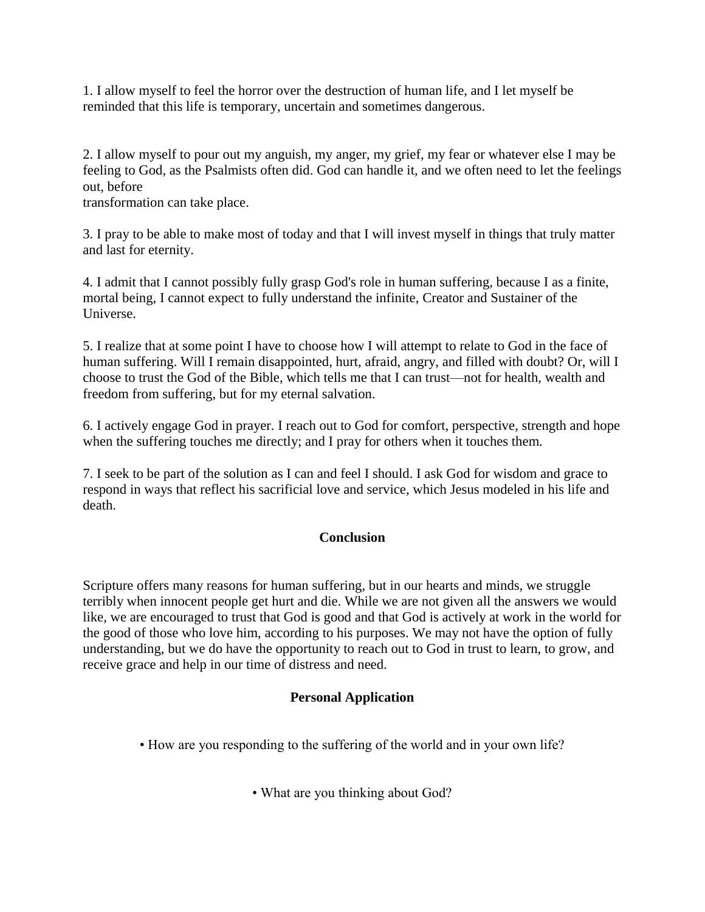1. I allow myself to feel the horror over the destruction of human life, and I let myself be reminded that this life is temporary, uncertain and sometimes dangerous.

2. I allow myself to pour out my anguish, my anger, my grief, my fear or whatever else I may be feeling to God, as the Psalmists often did. God can handle it, and we often need to let the feelings out, before transformation can take place.

3. I pray to be able to make most of today and that I will invest myself in things that truly matter and last for eternity.

4. I admit that I cannot possibly fully grasp God's role in human suffering, because I as a finite, mortal being, I cannot expect to fully understand the infinite, Creator and Sustainer of the Universe.

5. I realize that at some point I have to choose how I will attempt to relate to God in the face of human suffering. Will I remain disappointed, hurt, afraid, angry, and filled with doubt? Or, will I choose to trust the God of the Bible, which tells me that I can trust—not for health, wealth and freedom from suffering, but for my eternal salvation.

6. I actively engage God in prayer. I reach out to God for comfort, perspective, strength and hope when the suffering touches me directly; and I pray for others when it touches them.

7. I seek to be part of the solution as I can and feel I should. I ask God for wisdom and grace to respond in ways that reflect his sacrificial love and service, which Jesus modeled in his life and death.

## Conclusion

Scripture offers many reasons for human suffering, but in our hearts and minds, we struggle terribly when innocent people get hurt and die. While we are not given all the answers we would like, we are encouraged to trust that God is good and that God is actively at work in the world for the good of those who love him, according to his purposes. We may not have the option of fully understanding, but we do have the opportunity to reach out to God in trust to learn, to grow, and receive grace and help in our time of distress and need.

## Personal Application

- How are you responding to the suffering of the world and in your own life?

- What are you thinking about God?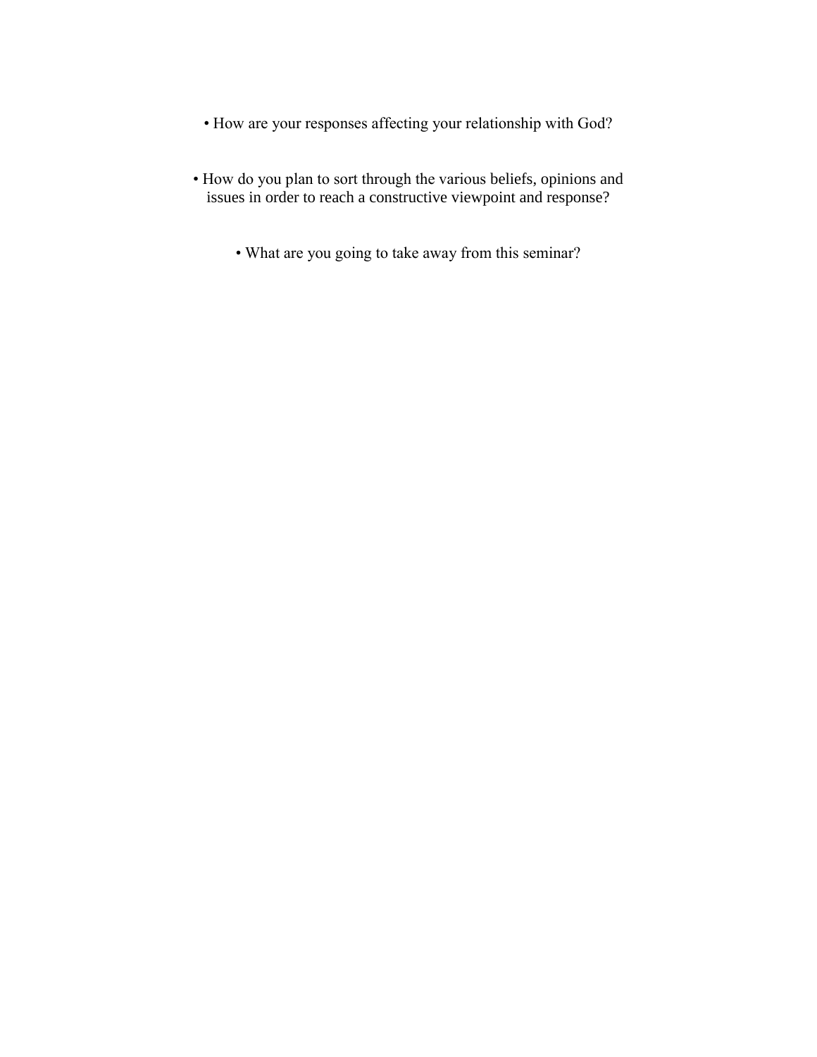- How are your responses affecting your relationship with God?

- How do you plan to sort through the various beliefs, opinions and issues in order to reach a constructive viewpoint and response?

- What are you going to take away from this seminar?